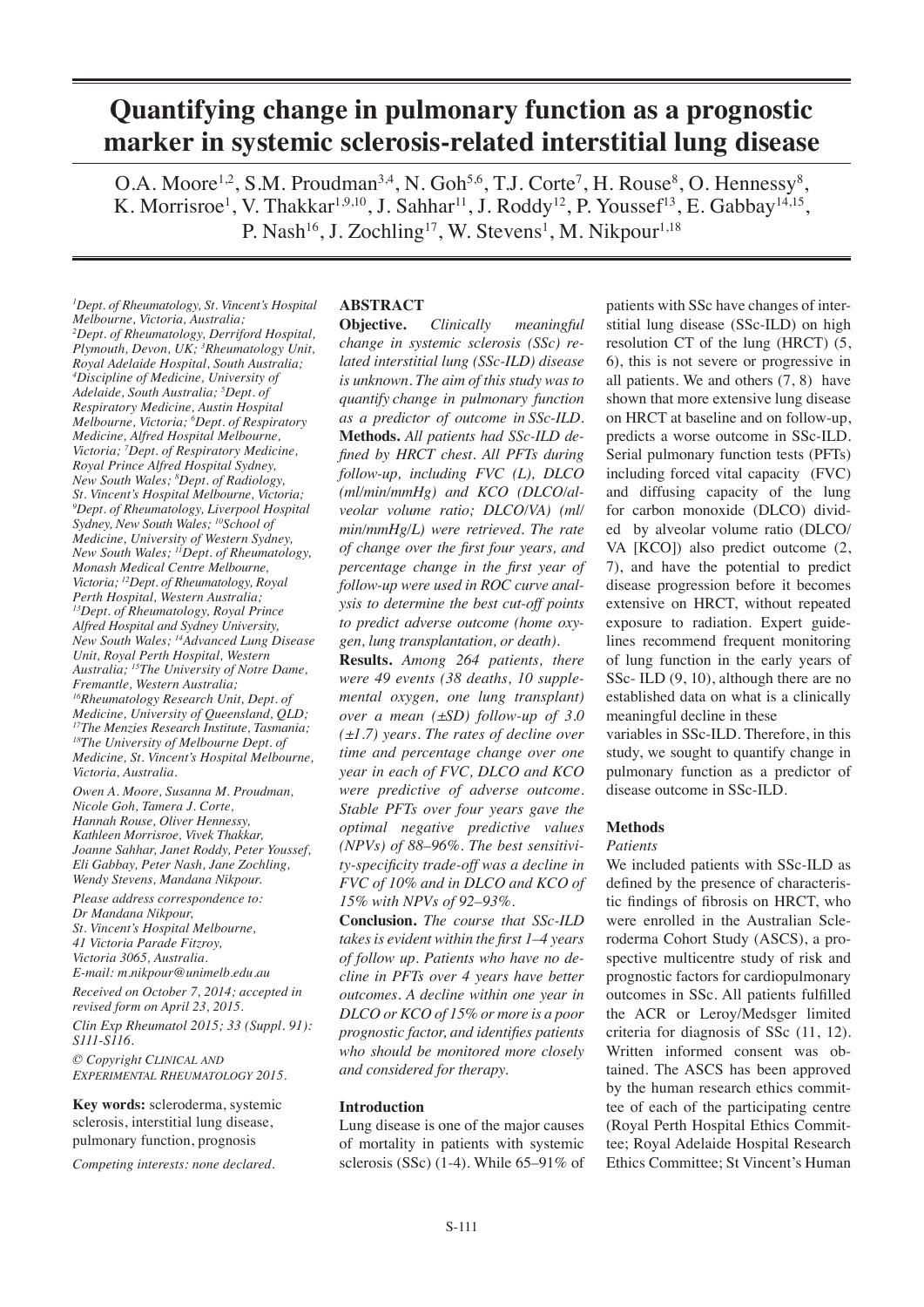# Quantifying change in pulmonary function as a prognostic marker in systemic sclerosis-related interstitial lung disease

O.A. Moore[1,2], S.M. Proudman[3,4], N. Goh[5,6], T.J. Corte[7], H. Rouse[8], O. Hennessy[8], K. Morrisroe[1], V. Thakkar[1,9,10], J. Sahhar[11], J. Roddy[12], P. Youssef[13], E. Gabbay[14,15], P. Nash[16], J. Zochling[17], W. Stevens[1], M. Nikpour[1,18]

[1]Dept. of Rheumatology, St. Vincent's Hospital Melbourne, Victoria, Australia; [2]Dept. of Rheumatology, Derriford Hospital, Plymouth, Devon, UK; [3]Rheumatology Unit, Royal Adelaide Hospital, South Australia; [4]Discipline of Medicine, University of Adelaide, South Australia; [5]Dept. of Respiratory Medicine, Austin Hospital Melbourne, Victoria; [6]Dept. of Respiratory Medicine, Alfred Hospital Melbourne, Victoria; [7]Dept. of Respiratory Medicine, Royal Prince Alfred Hospital Sydney, New South Wales; [8]Dept. of Radiology, St. Vincent's Hospital Melbourne, Victoria; [9]Dept. of Rheumatology, Liverpool Hospital Sydney, New South Wales; [10]School of Medicine, University of Western Sydney, New South Wales; [11]Dept. of Rheumatology, Monash Medical Centre Melbourne, Victoria; [12]Dept. of Rheumatology, Royal Perth Hospital, Western Australia; [13]Dept. of Rheumatology, Royal Prince Alfred Hospital and Sydney University, New South Wales; [14]Advanced Lung Disease Unit, Royal Perth Hospital, Western Australia; [15]The University of Notre Dame, Fremantle, Western Australia; [16]Rheumatology Research Unit, Dept. of Medicine, University of Queensland, QLD; [17]The Menzies Research Institute, Tasmania; [18]The University of Melbourne Dept. of Medicine, St. Vincent's Hospital Melbourne, Victoria, Australia.

Owen A. Moore, Susanna M. Proudman, Nicole Goh, Tamera J. Corte, Hannah Rouse, Oliver Hennessy, Kathleen Morrisroe, Vivek Thakkar, Joanne Sahhar, Janet Roddy, Peter Youssef, Eli Gabbay, Peter Nash, Jane Zochling, Wendy Stevens, Mandana Nikpour.

Please address correspondence to:
Dr Mandana Nikpour,
St. Vincent's Hospital Melbourne,
41 Victoria Parade Fitzroy,
Victoria 3065, Australia.
E-mail: m.nikpour@unimelb.edu.au

Received on October 7, 2014; accepted in revised form on April 23, 2015.

Clin Exp Rheumatol 2015; 33 (Suppl. 91): S111-S116.

© Copyright Clinical and Experimental Rheumatology 2015.

**Key words:** scleroderma, systemic sclerosis, interstitial lung disease, pulmonary function, prognosis

*Competing interests: none declared.*

## ABSTRACT

**Objective.** *Clinically meaningful change in systemic sclerosis (SSc) related interstitial lung (SSc-ILD) disease is unknown. The aim of this study was to quantify change in pulmonary function as a predictor of outcome in SSc-ILD.*

**Methods.** *All patients had SSc-ILD defined by HRCT chest. All PFTs during follow-up, including FVC (L), DLCO (ml/min/mmHg) and KCO (DLCO/alveolar volume ratio; DLCO/VA) (ml/min/mmHg/L) were retrieved. The rate of change over the first four years, and percentage change in the first year of follow-up were used in ROC curve analysis to determine the best cut-off points to predict adverse outcome (home oxygen, lung transplantation, or death).*

**Results.** *Among 264 patients, there were 49 events (38 deaths, 10 supplemental oxygen, one lung transplant) over a mean (±SD) follow-up of 3.0 (±1.7) years. The rates of decline over time and percentage change over one year in each of FVC, DLCO and KCO were predictive of adverse outcome. Stable PFTs over four years gave the optimal negative predictive values (NPVs) of 88–96%. The best sensitivity-specificity trade-off was a decline in FVC of 10% and in DLCO and KCO of 15% with NPVs of 92–93%.*

**Conclusion.** *The course that SSc-ILD takes is evident within the first 1–4 years of follow up. Patients who have no decline in PFTs over 4 years have better outcomes. A decline within one year in DLCO or KCO of 15% or more is a poor prognostic factor, and identifies patients who should be monitored more closely and considered for therapy.*

## Introduction

Lung disease is one of the major causes of mortality in patients with systemic sclerosis (SSc) (1-4). While 65–91% of patients with SSc have changes of interstitial lung disease (SSc-ILD) on high resolution CT of the lung (HRCT) (5, 6), this is not severe or progressive in all patients. We and others (7, 8) have shown that more extensive lung disease on HRCT at baseline and on follow-up, predicts a worse outcome in SSc-ILD. Serial pulmonary function tests (PFTs) including forced vital capacity (FVC) and diffusing capacity of the lung for carbon monoxide (DLCO) divided by alveolar volume ratio (DLCO/VA [KCO]) also predict outcome (2, 7), and have the potential to predict disease progression before it becomes extensive on HRCT, without repeated exposure to radiation. Expert guidelines recommend frequent monitoring of lung function in the early years of SSc- ILD (9, 10), although there are no established data on what is a clinically meaningful decline in these variables in SSc-ILD. Therefore, in this study, we sought to quantify change in pulmonary function as a predictor of disease outcome in SSc-ILD.

## Methods

### Patients

We included patients with SSc-ILD as defined by the presence of characteristic findings of fibrosis on HRCT, who were enrolled in the Australian Scleroderma Cohort Study (ASCS), a prospective multicentre study of risk and prognostic factors for cardiopulmonary outcomes in SSc. All patients fulfilled the ACR or Leroy/Medsger limited criteria for diagnosis of SSc (11, 12). Written informed consent was obtained. The ASCS has been approved by the human research ethics committee of each of the participating centre (Royal Perth Hospital Ethics Committee; Royal Adelaide Hospital Research Ethics Committee; St Vincent's Human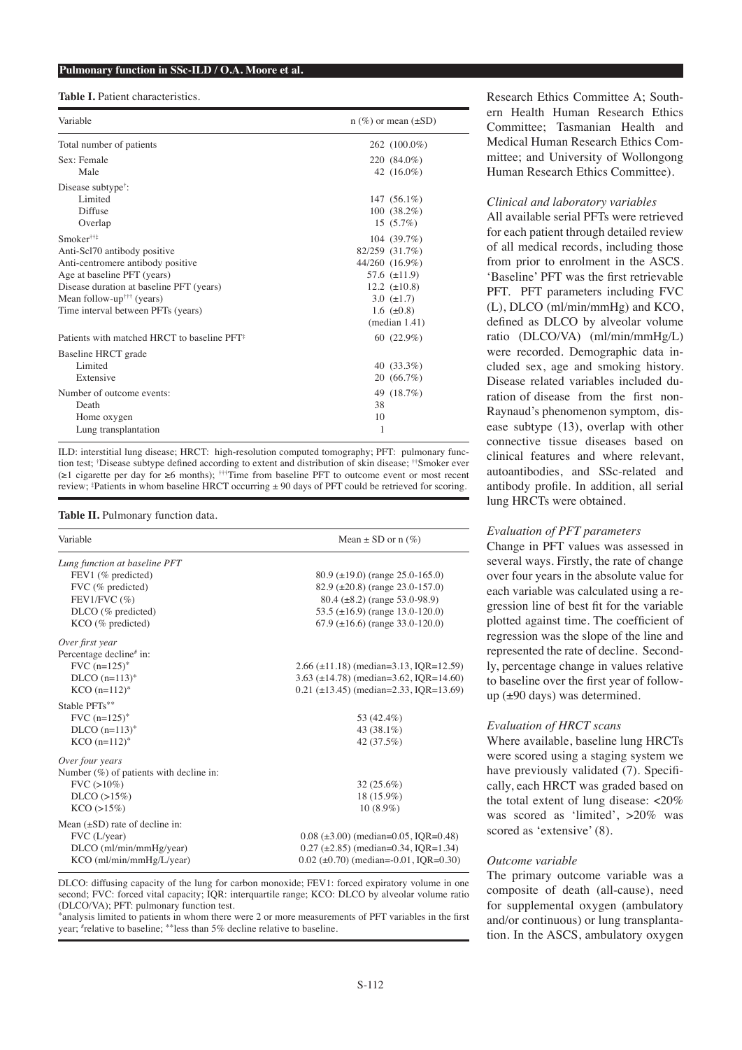**Table I.** Patient characteristics.

| Variable | n (%) or mean (±SD) |
|---|---|
| Total number of patients | 262 (100.0%) |
| Sex: Female | 220 (84.0%) |
| Male | 42 (16.0%) |
| Disease subtype[†]: | |
| Limited | 147 (56.1%) |
| Diffuse | 100 (38.2%) |
| Overlap | 15 (5.7%) |
| Smoker[††‡] | 104 (39.7%) |
| Anti-Scl70 antibody positive | 82/259 (31.7%) |
| Anti-centromere antibody positive | 44/260 (16.9%) |
| Age at baseline PFT (years) | 57.6 (±11.9) |
| Disease duration at baseline PFT (years) | 12.2 (±10.8) |
| Mean follow-up[†††] (years) | 3.0 (±1.7) |
| Time interval between PFTs (years) | 1.6 (±0.8) (median 1.41) |
| Patients with matched HRCT to baseline PFT[‡] | 60 (22.9%) |
| Baseline HRCT grade | |
| Limited | 40 (33.3%) |
| Extensive | 20 (66.7%) |
| Number of outcome events: | 49 (18.7%) |
| Death | 38 |
| Home oxygen | 10 |
| Lung transplantation | 1 |

ILD: interstitial lung disease; HRCT: high-resolution computed tomography; PFT: pulmonary function test; [†]Disease subtype defined according to extent and distribution of skin disease; [††]Smoker ever (≥1 cigarette per day for ≥6 months); [†††]Time from baseline PFT to outcome event or most recent review; [‡]Patients in whom baseline HRCT occurring ± 90 days of PFT could be retrieved for scoring.

**Table II.** Pulmonary function data.

| Variable | Mean ± SD or n (%) |
|---|---|
| *Lung function at baseline PFT* | |
| FEV1 (% predicted) | 80.9 (±19.0) (range 25.0-165.0) |
| FVC (% predicted) | 82.9 (±20.8) (range 23.0-157.0) |
| FEV1/FVC (%) | 80.4 (±8.2) (range 53.0-98.9) |
| DLCO (% predicted) | 53.5 (±16.9) (range 13.0-120.0) |
| KCO (% predicted) | 67.9 (±16.6) (range 33.0-120.0) |
| *Over first year* | |
| Percentage decline[#] in: | |
| FVC (n=125)[*] | 2.66 (±11.18) (median=3.13, IQR=12.59) |
| DLCO (n=113)[*] | 3.63 (±14.78) (median=3.62, IQR=14.60) |
| KCO (n=112)[*] | 0.21 (±13.45) (median=2.33, IQR=13.69) |
| Stable PFTs[**] | |
| FVC (n=125)[*] | 53 (42.4%) |
| DLCO (n=113)[*] | 43 (38.1%) |
| KCO (n=112)[*] | 42 (37.5%) |
| *Over four years* | |
| Number (%) of patients with decline in: | |
| FVC (>10%) | 32 (25.6%) |
| DLCO (>15%) | 18 (15.9%) |
| KCO (>15%) | 10 (8.9%) |
| Mean (±SD) rate of decline in: | |
| FVC (L/year) | 0.08 (±3.00) (median=0.05, IQR=0.48) |
| DLCO (ml/min/mmHg/year) | 0.27 (±2.85) (median=0.34, IQR=1.34) |
| KCO (ml/min/mmHg/L/year) | 0.02 (±0.70) (median=-0.01, IQR=0.30) |

DLCO: diffusing capacity of the lung for carbon monoxide; FEV1: forced expiratory volume in one second; FVC: forced vital capacity; IQR: interquartile range; KCO: DLCO by alveolar volume ratio (DLCO/VA); PFT: pulmonary function test.
[*]analysis limited to patients in whom there were 2 or more measurements of PFT variables in the first year; [#]relative to baseline; [**]less than 5% decline relative to baseline.

Research Ethics Committee A; Southern Health Human Research Ethics Committee; Tasmanian Health and Medical Human Research Ethics Committee; and University of Wollongong Human Research Ethics Committee).

*Clinical and laboratory variables*

All available serial PFTs were retrieved for each patient through detailed review of all medical records, including those from prior to enrolment in the ASCS. 'Baseline' PFT was the first retrievable PFT. PFT parameters including FVC (L), DLCO (ml/min/mmHg) and KCO, defined as DLCO by alveolar volume ratio (DLCO/VA) (ml/min/mmHg/L) were recorded. Demographic data included sex, age and smoking history. Disease related variables included duration of disease from the first non-Raynaud's phenomenon symptom, disease subtype (13), overlap with other connective tissue diseases based on clinical features and where relevant, autoantibodies, and SSc-related and antibody profile. In addition, all serial lung HRCTs were obtained.

*Evaluation of PFT parameters*

Change in PFT values was assessed in several ways. Firstly, the rate of change over four years in the absolute value for each variable was calculated using a regression line of best fit for the variable plotted against time. The coefficient of regression was the slope of the line and represented the rate of decline. Secondly, percentage change in values relative to baseline over the first year of follow-up (±90 days) was determined.

*Evaluation of HRCT scans*

Where available, baseline lung HRCTs were scored using a staging system we have previously validated (7). Specifically, each HRCT was graded based on the total extent of lung disease: <20% was scored as 'limited', >20% was scored as 'extensive' (8).

*Outcome variable*

The primary outcome variable was a composite of death (all-cause), need for supplemental oxygen (ambulatory and/or continuous) or lung transplantation. In the ASCS, ambulatory oxygen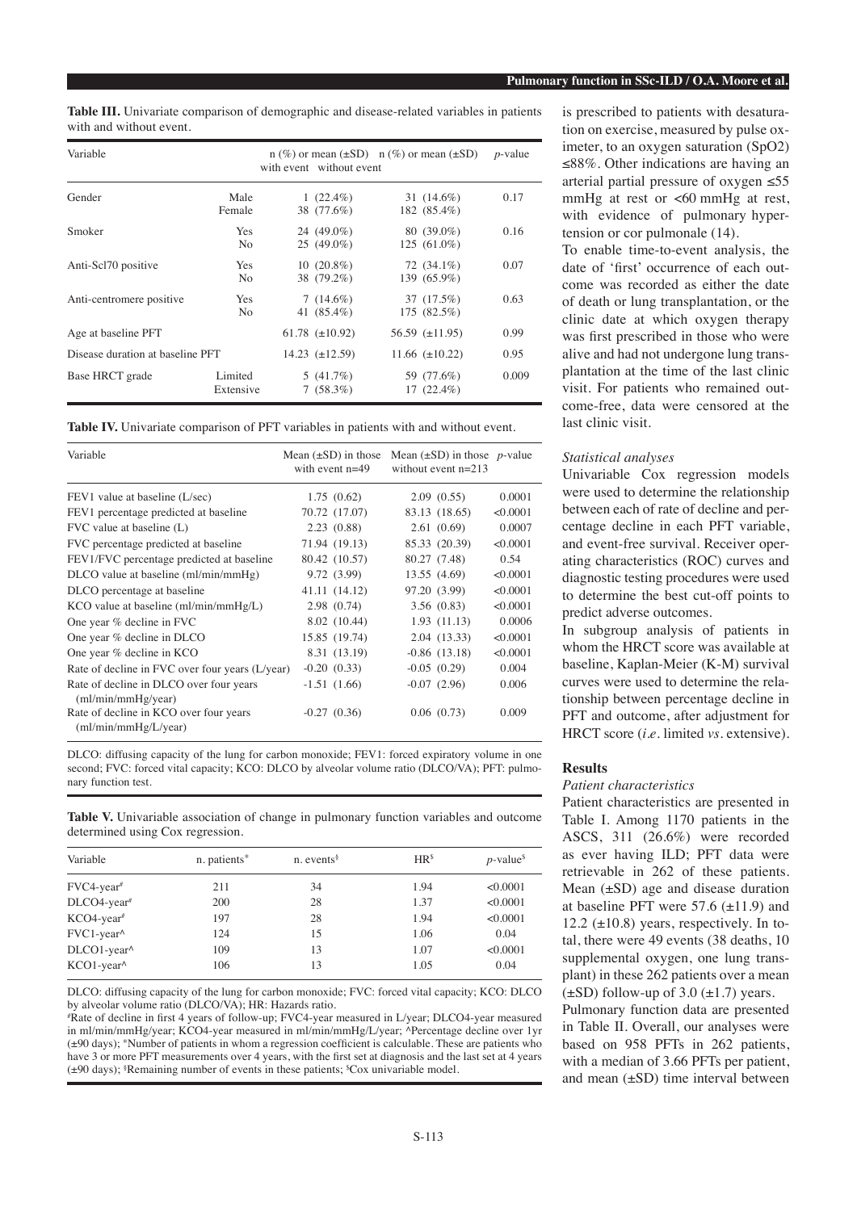**Table III.** Univariate comparison of demographic and disease-related variables in patients with and without event.

| Variable | | n (%) or mean (±SD) with event | n (%) or mean (±SD) without event | *p*-value |
|---|---|---|---|---|
| Gender | Male | 1 (22.4%) | 31 (14.6%) | 0.17 |
| | Female | 38 (77.6%) | 182 (85.4%) | |
| Smoker | Yes | 24 (49.0%) | 80 (39.0%) | 0.16 |
| | No | 25 (49.0%) | 125 (61.0%) | |
| Anti-Scl70 positive | Yes | 10 (20.8%) | 72 (34.1%) | 0.07 |
| | No | 38 (79.2%) | 139 (65.9%) | |
| Anti-centromere positive | Yes | 7 (14.6%) | 37 (17.5%) | 0.63 |
| | No | 41 (85.4%) | 175 (82.5%) | |
| Age at baseline PFT | | 61.78 (±10.92) | 56.59 (±11.95) | 0.99 |
| Disease duration at baseline PFT | | 14.23 (±12.59) | 11.66 (±10.22) | 0.95 |
| Base HRCT grade | Limited | 5 (41.7%) | 59 (77.6%) | 0.009 |
| | Extensive | 7 (58.3%) | 17 (22.4%) | |

**Table IV.** Univariate comparison of PFT variables in patients with and without event.

| Variable | Mean (±SD) in those with event n=49 | Mean (±SD) in those without event n=213 | *p*-value |
|---|---|---|---|
| FEV1 value at baseline (L/sec) | 1.75 (0.62) | 2.09 (0.55) | 0.0001 |
| FEV1 percentage predicted at baseline | 70.72 (17.07) | 83.13 (18.65) | <0.0001 |
| FVC value at baseline (L) | 2.23 (0.88) | 2.61 (0.69) | 0.0007 |
| FVC percentage predicted at baseline | 71.94 (19.13) | 85.33 (20.39) | <0.0001 |
| FEV1/FVC percentage predicted at baseline | 80.42 (10.57) | 80.27 (7.48) | 0.54 |
| DLCO value at baseline (ml/min/mmHg) | 9.72 (3.99) | 13.55 (4.69) | <0.0001 |
| DLCO percentage at baseline | 41.11 (14.12) | 97.20 (3.99) | <0.0001 |
| KCO value at baseline (ml/min/mmHg/L) | 2.98 (0.74) | 3.56 (0.83) | <0.0001 |
| One year % decline in FVC | 8.02 (10.44) | 1.93 (11.13) | 0.0006 |
| One year % decline in DLCO | 15.85 (19.74) | 2.04 (13.33) | <0.0001 |
| One year % decline in KCO | 8.31 (13.19) | -0.86 (13.18) | <0.0001 |
| Rate of decline in FVC over four years (L/year) | -0.20 (0.33) | -0.05 (0.29) | 0.004 |
| Rate of decline in DLCO over four years (ml/min/mmHg/year) | -1.51 (1.66) | -0.07 (2.96) | 0.006 |
| Rate of decline in KCO over four years (ml/min/mmHg/L/year) | -0.27 (0.36) | 0.06 (0.73) | 0.009 |

DLCO: diffusing capacity of the lung for carbon monoxide; FEV1: forced expiratory volume in one second; FVC: forced vital capacity; KCO: DLCO by alveolar volume ratio (DLCO/VA); PFT: pulmonary function test.

**Table V.** Univariable association of change in pulmonary function variables and outcome determined using Cox regression.

| Variable | n. patients* | n. events$ | HR$ | *p*-value$ |
|---|---|---|---|---|
| FVC4-year# | 211 | 34 | 1.94 | <0.0001 |
| DLCO4-year# | 200 | 28 | 1.37 | <0.0001 |
| KCO4-year# | 197 | 28 | 1.94 | <0.0001 |
| FVC1-year^ | 124 | 15 | 1.06 | 0.04 |
| DLCO1-year^ | 109 | 13 | 1.07 | <0.0001 |
| KCO1-year^ | 106 | 13 | 1.05 | 0.04 |

DLCO: diffusing capacity of the lung for carbon monoxide; FVC: forced vital capacity; KCO: DLCO by alveolar volume ratio (DLCO/VA); HR: Hazards ratio.
#Rate of decline in first 4 years of follow-up; FVC4-year measured in L/year; DLCO4-year measured in ml/min/mmHg/year; KCO4-year measured in ml/min/mmHg/L/year; ^Percentage decline over 1yr (±90 days); *Number of patients in whom a regression coefficient is calculable. These are patients who have 3 or more PFT measurements over 4 years, with the first set at diagnosis and the last set at 4 years (±90 days); $Remaining number of events in these patients; $Cox univariable model.

is prescribed to patients with desaturation on exercise, measured by pulse oximeter, to an oxygen saturation (SpO2) ≤88%. Other indications are having an arterial partial pressure of oxygen ≤55 mmHg at rest or <60 mmHg at rest, with evidence of pulmonary hypertension or cor pulmonale (14).

To enable time-to-event analysis, the date of 'first' occurrence of each outcome was recorded as either the date of death or lung transplantation, or the clinic date at which oxygen therapy was first prescribed in those who were alive and had not undergone lung transplantation at the time of the last clinic visit. For patients who remained outcome-free, data were censored at the last clinic visit.

### *Statistical analyses*

Univariable Cox regression models were used to determine the relationship between each of rate of decline and percentage decline in each PFT variable, and event-free survival. Receiver operating characteristics (ROC) curves and diagnostic testing procedures were used to determine the best cut-off points to predict adverse outcomes.

In subgroup analysis of patients in whom the HRCT score was available at baseline, Kaplan-Meier (K-M) survival curves were used to determine the relationship between percentage decline in PFT and outcome, after adjustment for HRCT score (*i.e.* limited *vs.* extensive).

## Results

### *Patient characteristics*

Patient characteristics are presented in Table I. Among 1170 patients in the ASCS, 311 (26.6%) were recorded as ever having ILD; PFT data were retrievable in 262 of these patients. Mean (±SD) age and disease duration at baseline PFT were 57.6 (±11.9) and 12.2 (±10.8) years, respectively. In total, there were 49 events (38 deaths, 10 supplemental oxygen, one lung transplant) in these 262 patients over a mean (±SD) follow-up of 3.0 (±1.7) years.

Pulmonary function data are presented in Table II. Overall, our analyses were based on 958 PFTs in 262 patients, with a median of 3.66 PFTs per patient, and mean (±SD) time interval between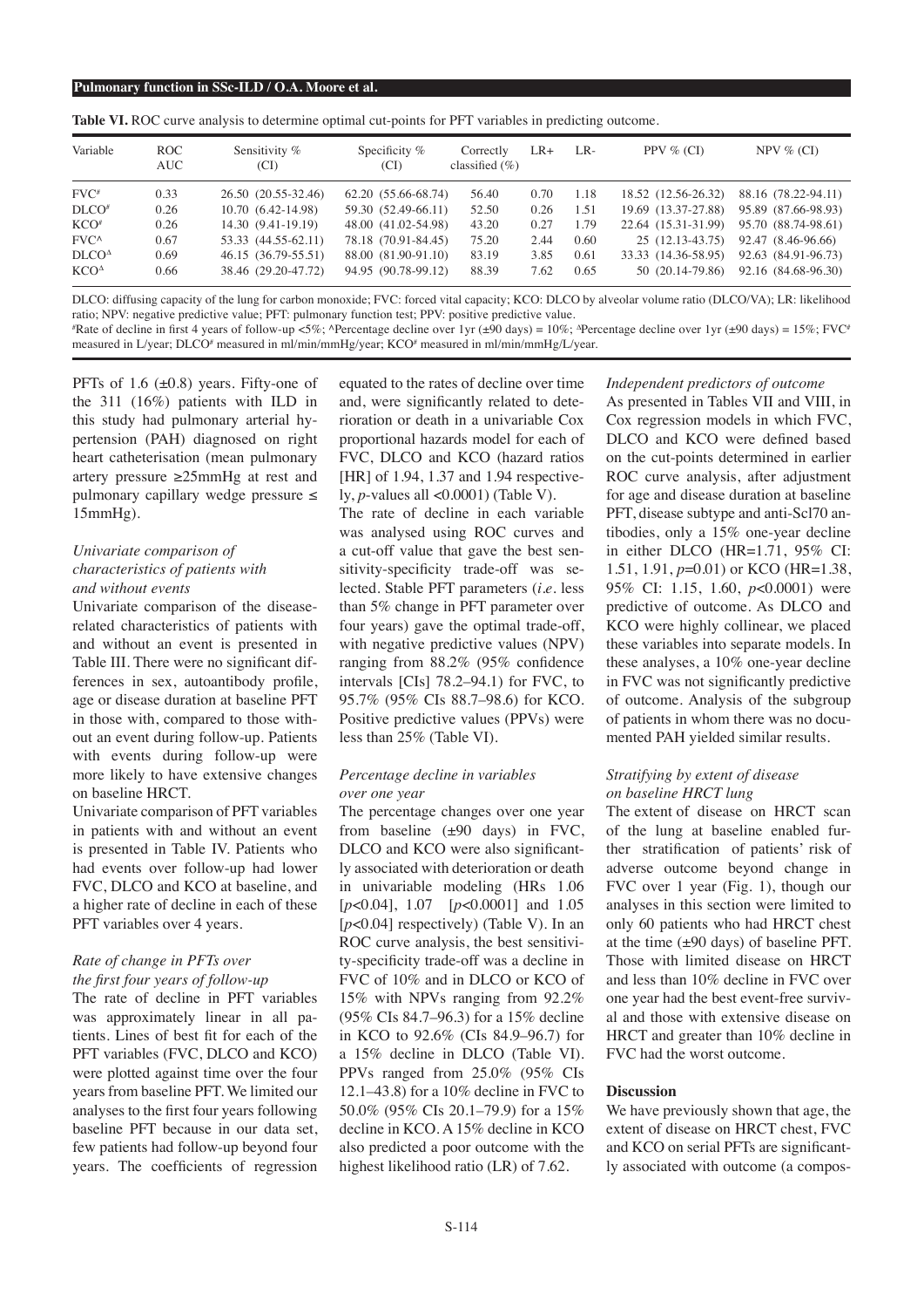**Table VI.** ROC curve analysis to determine optimal cut-points for PFT variables in predicting outcome.

| Variable | ROC AUC | Sensitivity % (CI) | Specificity % (CI) | Correctly classified (%) | LR+ | LR- | PPV % (CI) | NPV % (CI) |
|---|---|---|---|---|---|---|---|---|
| FVC[#] | 0.33 | 26.50 (20.55-32.46) | 62.20 (55.66-68.74) | 56.40 | 0.70 | 1.18 | 18.52 (12.56-26.32) | 88.16 (78.22-94.11) |
| DLCO[#] | 0.26 | 10.70 (6.42-14.98) | 59.30 (52.49-66.11) | 52.50 | 0.26 | 1.51 | 19.69 (13.37-27.88) | 95.89 (87.66-98.93) |
| KCO[#] | 0.26 | 14.30 (9.41-19.19) | 48.00 (41.02-54.98) | 43.20 | 0.27 | 1.79 | 22.64 (15.31-31.99) | 95.70 (88.74-98.61) |
| FVC[^] | 0.67 | 53.33 (44.55-62.11) | 78.18 (70.91-84.45) | 75.20 | 2.44 | 0.60 | 25 (12.13-43.75) | 92.47 (8.46-96.66) |
| DLCO[Δ] | 0.69 | 46.15 (36.79-55.51) | 88.00 (81.90-91.10) | 83.19 | 3.85 | 0.61 | 33.33 (14.36-58.95) | 92.63 (84.91-96.73) |
| KCO[Δ] | 0.66 | 38.46 (29.20-47.72) | 94.95 (90.78-99.12) | 88.39 | 7.62 | 0.65 | 50 (20.14-79.86) | 92.16 (84.68-96.30) |

DLCO: diffusing capacity of the lung for carbon monoxide; FVC: forced vital capacity; KCO: DLCO by alveolar volume ratio (DLCO/VA); LR: likelihood ratio; NPV: negative predictive value; PFT: pulmonary function test; PPV: positive predictive value.
[#]Rate of decline in first 4 years of follow-up <5%; [^]Percentage decline over 1yr (±90 days) = 10%; [Δ]Percentage decline over 1yr (±90 days) = 15%; FVC[#] measured in L/year; DLCO[#] measured in ml/min/mmHg/year; KCO[#] measured in ml/min/mmHg/L/year.

PFTs of 1.6 (±0.8) years. Fifty-one of the 311 (16%) patients with ILD in this study had pulmonary arterial hypertension (PAH) diagnosed on right heart catheterisation (mean pulmonary artery pressure ≥25mmHg at rest and pulmonary capillary wedge pressure ≤ 15mmHg).

### *Univariate comparison of characteristics of patients with and without events*

Univariate comparison of the disease-related characteristics of patients with and without an event is presented in Table III. There were no significant differences in sex, autoantibody profile, age or disease duration at baseline PFT in those with, compared to those without an event during follow-up. Patients with events during follow-up were more likely to have extensive changes on baseline HRCT.

Univariate comparison of PFT variables in patients with and without an event is presented in Table IV. Patients who had events over follow-up had lower FVC, DLCO and KCO at baseline, and a higher rate of decline in each of these PFT variables over 4 years.

### *Rate of change in PFTs over the first four years of follow-up*

The rate of decline in PFT variables was approximately linear in all patients. Lines of best fit for each of the PFT variables (FVC, DLCO and KCO) were plotted against time over the four years from baseline PFT. We limited our analyses to the first four years following baseline PFT because in our data set, few patients had follow-up beyond four years. The coefficients of regression equated to the rates of decline over time and, were significantly related to deterioration or death in a univariable Cox proportional hazards model for each of FVC, DLCO and KCO (hazard ratios [HR] of 1.94, 1.37 and 1.94 respectively, $p$-values all <0.0001) (Table V).

The rate of decline in each variable was analysed using ROC curves and a cut-off value that gave the best sensitivity-specificity trade-off was selected. Stable PFT parameters (*i.e.* less than 5% change in PFT parameter over four years) gave the optimal trade-off, with negative predictive values (NPV) ranging from 88.2% (95% confidence intervals [CIs] 78.2–94.1) for FVC, to 95.7% (95% CIs 88.7–98.6) for KCO. Positive predictive values (PPVs) were less than 25% (Table VI).

### *Percentage decline in variables over one year*

The percentage changes over one year from baseline (±90 days) in FVC, DLCO and KCO were also significantly associated with deterioration or death in univariable modeling (HRs 1.06 [$p$<0.04], 1.07 [$p$<0.0001] and 1.05 [$p$<0.04] respectively) (Table V). In an ROC curve analysis, the best sensitivity-specificity trade-off was a decline in FVC of 10% and in DLCO or KCO of 15% with NPVs ranging from 92.2% (95% CIs 84.7–96.3) for a 15% decline in KCO to 92.6% (CIs 84.9–96.7) for a 15% decline in DLCO (Table VI). PPVs ranged from 25.0% (95% CIs 12.1–43.8) for a 10% decline in FVC to 50.0% (95% CIs 20.1–79.9) for a 15% decline in KCO. A 15% decline in KCO also predicted a poor outcome with the highest likelihood ratio (LR) of 7.62.

### *Independent predictors of outcome*

As presented in Tables VII and VIII, in Cox regression models in which FVC, DLCO and KCO were defined based on the cut-points determined in earlier ROC curve analysis, after adjustment for age and disease duration at baseline PFT, disease subtype and anti-Scl70 antibodies, only a 15% one-year decline in either DLCO (HR=1.71, 95% CI: 1.51, 1.91, $p$=0.01) or KCO (HR=1.38, 95% CI: 1.15, 1.60, $p$<0.0001) were predictive of outcome. As DLCO and KCO were highly collinear, we placed these variables into separate models. In these analyses, a 10% one-year decline in FVC was not significantly predictive of outcome. Analysis of the subgroup of patients in whom there was no documented PAH yielded similar results.

### *Stratifying by extent of disease on baseline HRCT lung*

The extent of disease on HRCT scan of the lung at baseline enabled further stratification of patients' risk of adverse outcome beyond change in FVC over 1 year (Fig. 1), though our analyses in this section were limited to only 60 patients who had HRCT chest at the time (±90 days) of baseline PFT. Those with limited disease on HRCT and less than 10% decline in FVC over one year had the best event-free survival and those with extensive disease on HRCT and greater than 10% decline in FVC had the worst outcome.

## Discussion

We have previously shown that age, the extent of disease on HRCT chest, FVC and KCO on serial PFTs are significantly associated with outcome (a compos-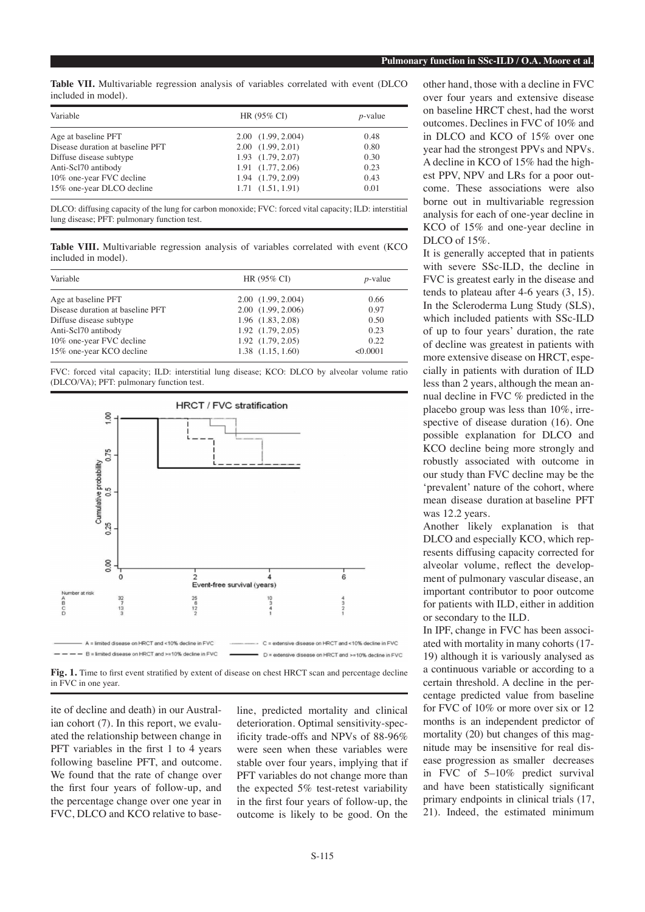**Table VII.** Multivariable regression analysis of variables correlated with event (DLCO included in model).

| Variable | HR (95% CI) | *p*-value |
|---|---|---|
| Age at baseline PFT | 2.00 (1.99, 2.004) | 0.48 |
| Disease duration at baseline PFT | 2.00 (1.99, 2.01) | 0.80 |
| Diffuse disease subtype | 1.93 (1.79, 2.07) | 0.30 |
| Anti-Scl70 antibody | 1.91 (1.77, 2.06) | 0.23 |
| 10% one-year FVC decline | 1.94 (1.79, 2.09) | 0.43 |
| 15% one-year DLCO decline | 1.71 (1.51, 1.91) | 0.01 |

DLCO: diffusing capacity of the lung for carbon monoxide; FVC: forced vital capacity; ILD: interstitial lung disease; PFT: pulmonary function test.

**Table VIII.** Multivariable regression analysis of variables correlated with event (KCO included in model).

| Variable | HR (95% CI) | *p*-value |
|---|---|---|
| Age at baseline PFT | 2.00 (1.99, 2.004) | 0.66 |
| Disease duration at baseline PFT | 2.00 (1.99, 2.006) | 0.97 |
| Diffuse disease subtype | 1.96 (1.83, 2.08) | 0.50 |
| Anti-Scl70 antibody | 1.92 (1.79, 2.05) | 0.23 |
| 10% one-year FVC decline | 1.92 (1.79, 2.05) | 0.22 |
| 15% one-year KCO decline | 1.38 (1.15, 1.60) | <0.0001 |

FVC: forced vital capacity; ILD: interstitial lung disease; KCO: DLCO by alveolar volume ratio (DLCO/VA); PFT: pulmonary function test.

**Fig. 1.** Time to first event stratified by extent of disease on chest HRCT scan and percentage decline in FVC in one year.

ite of decline and death) in our Australian cohort (7). In this report, we evaluated the relationship between change in PFT variables in the first 1 to 4 years following baseline PFT, and outcome. We found that the rate of change over the first four years of follow-up, and the percentage change over one year in FVC, DLCO and KCO relative to baseline, predicted mortality and clinical deterioration. Optimal sensitivity-specificity trade-offs and NPVs of 88-96% were seen when these variables were stable over four years, implying that if PFT variables do not change more than the expected 5% test-retest variability in the first four years of follow-up, the outcome is likely to be good. On the other hand, those with a decline in FVC over four years and extensive disease on baseline HRCT chest, had the worst outcomes. Declines in FVC of 10% and in DLCO and KCO of 15% over one year had the strongest PPVs and NPVs. A decline in KCO of 15% had the highest PPV, NPV and LRs for a poor outcome. These associations were also borne out in multivariable regression analysis for each of one-year decline in KCO of 15% and one-year decline in DLCO of 15%.

It is generally accepted that in patients with severe SSc-ILD, the decline in FVC is greatest early in the disease and tends to plateau after 4-6 years (3, 15). In the Scleroderma Lung Study (SLS), which included patients with SSc-ILD of up to four years' duration, the rate of decline was greatest in patients with more extensive disease on HRCT, especially in patients with duration of ILD less than 2 years, although the mean annual decline in FVC % predicted in the placebo group was less than 10%, irrespective of disease duration (16). One possible explanation for DLCO and KCO decline being more strongly and robustly associated with outcome in our study than FVC decline may be the 'prevalent' nature of the cohort, where mean disease duration at baseline PFT was 12.2 years.

Another likely explanation is that DLCO and especially KCO, which represents diffusing capacity corrected for alveolar volume, reflect the development of pulmonary vascular disease, an important contributor to poor outcome for patients with ILD, either in addition or secondary to the ILD.

In IPF, change in FVC has been associated with mortality in many cohorts (17-19) although it is variously analysed as a continuous variable or according to a certain threshold. A decline in the percentage predicted value from baseline for FVC of 10% or more over six or 12 months is an independent predictor of mortality (20) but changes of this magnitude may be insensitive for real disease progression as smaller decreases in FVC of 5–10% predict survival and have been statistically significant primary endpoints in clinical trials (17, 21). Indeed, the estimated minimum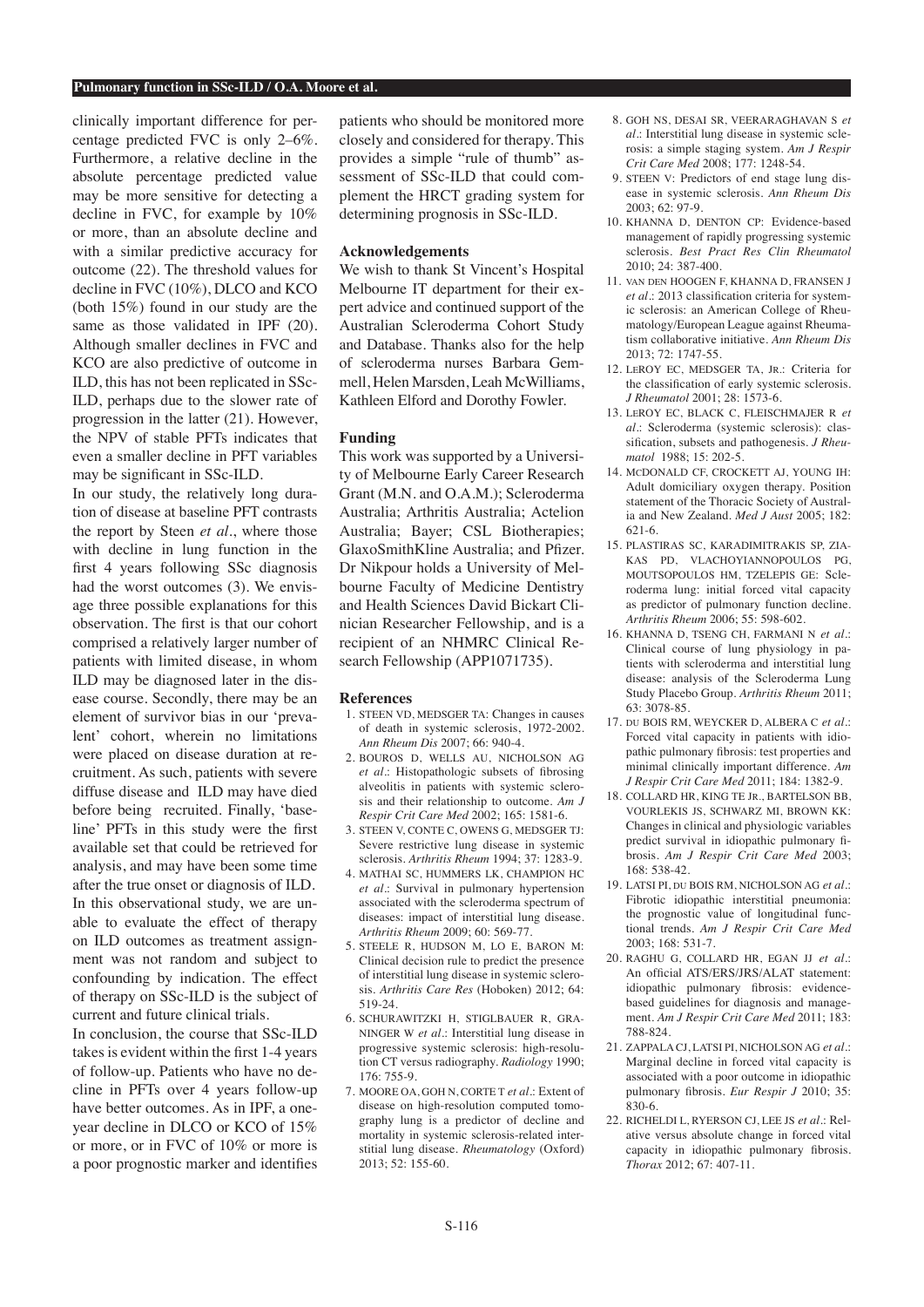clinically important difference for percentage predicted FVC is only 2–6%. Furthermore, a relative decline in the absolute percentage predicted value may be more sensitive for detecting a decline in FVC, for example by 10% or more, than an absolute decline and with a similar predictive accuracy for outcome (22). The threshold values for decline in FVC (10%), DLCO and KCO (both 15%) found in our study are the same as those validated in IPF (20). Although smaller declines in FVC and KCO are also predictive of outcome in ILD, this has not been replicated in SSc-ILD, perhaps due to the slower rate of progression in the latter (21). However, the NPV of stable PFTs indicates that even a smaller decline in PFT variables may be significant in SSc-ILD.

In our study, the relatively long duration of disease at baseline PFT contrasts the report by Steen *et al*., where those with decline in lung function in the first 4 years following SSc diagnosis had the worst outcomes (3). We envisage three possible explanations for this observation. The first is that our cohort comprised a relatively larger number of patients with limited disease, in whom ILD may be diagnosed later in the disease course. Secondly, there may be an element of survivor bias in our 'prevalent' cohort, wherein no limitations were placed on disease duration at recruitment. As such, patients with severe diffuse disease and ILD may have died before being recruited. Finally, 'baseline' PFTs in this study were the first available set that could be retrieved for analysis, and may have been some time after the true onset or diagnosis of ILD. In this observational study, we are unable to evaluate the effect of therapy on ILD outcomes as treatment assignment was not random and subject to confounding by indication. The effect of therapy on SSc-ILD is the subject of current and future clinical trials.

In conclusion, the course that SSc-ILD takes is evident within the first 1-4 years of follow-up. Patients who have no decline in PFTs over 4 years follow-up have better outcomes. As in IPF, a one-year decline in DLCO or KCO of 15% or more, or in FVC of 10% or more is a poor prognostic marker and identifies patients who should be monitored more closely and considered for therapy. This provides a simple "rule of thumb" assessment of SSc-ILD that could complement the HRCT grading system for determining prognosis in SSc-ILD.

### Acknowledgements

We wish to thank St Vincent's Hospital Melbourne IT department for their expert advice and continued support of the Australian Scleroderma Cohort Study and Database. Thanks also for the help of scleroderma nurses Barbara Gemmell, Helen Marsden, Leah McWilliams, Kathleen Elford and Dorothy Fowler.

### Funding

This work was supported by a University of Melbourne Early Career Research Grant (M.N. and O.A.M.); Scleroderma Australia; Arthritis Australia; Actelion Australia; Bayer; CSL Biotherapies; GlaxoSmithKline Australia; and Pfizer. Dr Nikpour holds a University of Melbourne Faculty of Medicine Dentistry and Health Sciences David Bickart Clinician Researcher Fellowship, and is a recipient of an NHMRC Clinical Research Fellowship (APP1071735).

### References

1. STEEN VD, MEDSGER TA: Changes in causes of death in systemic sclerosis, 1972-2002. *Ann Rheum Dis* 2007; 66: 940-4.
2. BOUROS D, WELLS AU, NICHOLSON AG *et al*.: Histopathologic subsets of fibrosing alveolitis in patients with systemic sclerosis and their relationship to outcome. *Am J Respir Crit Care Med* 2002; 165: 1581-6.
3. STEEN V, CONTE C, OWENS G, MEDSGER TJ: Severe restrictive lung disease in systemic sclerosis. *Arthritis Rheum* 1994; 37: 1283-9.
4. MATHAI SC, HUMMERS LK, CHAMPION HC *et al*.: Survival in pulmonary hypertension associated with the scleroderma spectrum of diseases: impact of interstitial lung disease. *Arthritis Rheum* 2009; 60: 569-77.
5. STEELE R, HUDSON M, LO E, BARON M: Clinical decision rule to predict the presence of interstitial lung disease in systemic sclerosis. *Arthritis Care Res* (Hoboken) 2012; 64: 519-24.
6. SCHURAWITZKI H, STIGLBAUER R, GRANINGER W *et al*.: Interstitial lung disease in progressive systemic sclerosis: high-resolution CT versus radiography. *Radiology* 1990; 176: 755-9.
7. MOORE OA, GOH N, CORTE T *et al*.: Extent of disease on high-resolution computed tomography lung is a predictor of decline and mortality in systemic sclerosis-related interstitial lung disease. *Rheumatology* (Oxford) 2013; 52: 155-60.
8. GOH NS, DESAI SR, VEERARAGHAVAN S *et al*.: Interstitial lung disease in systemic sclerosis: a simple staging system. *Am J Respir Crit Care Med* 2008; 177: 1248-54.
9. STEEN V: Predictors of end stage lung disease in systemic sclerosis. *Ann Rheum Dis* 2003; 62: 97-9.
10. KHANNA D, DENTON CP: Evidence-based management of rapidly progressing systemic sclerosis. *Best Pract Res Clin Rheumatol* 2010; 24: 387-400.
11. VAN DEN HOOGEN F, KHANNA D, FRANSEN J *et al*.: 2013 classification criteria for systemic sclerosis: an American College of Rheumatology/European League against Rheumatism collaborative initiative. *Ann Rheum Dis* 2013; 72: 1747-55.
12. LEROY EC, MEDSGER TA, JR.: Criteria for the classification of early systemic sclerosis. *J Rheumatol* 2001; 28: 1573-6.
13. LEROY EC, BLACK C, FLEISCHMAJER R *et al*.: Scleroderma (systemic sclerosis): classification, subsets and pathogenesis. *J Rheumatol* 1988; 15: 202-5.
14. MCDONALD CF, CROCKETT AJ, YOUNG IH: Adult domiciliary oxygen therapy. Position statement of the Thoracic Society of Australia and New Zealand. *Med J Aust* 2005; 182: 621-6.
15. PLASTIRAS SC, KARADIMITRAKIS SP, ZIAKAS PD, VLACHOYIANNOPOULOS PG, MOUTSOPOULOS HM, TZELEPIS GE: Scleroderma lung: initial forced vital capacity as predictor of pulmonary function decline. *Arthritis Rheum* 2006; 55: 598-602.
16. KHANNA D, TSENG CH, FARMANI N *et al*.: Clinical course of lung physiology in patients with scleroderma and interstitial lung disease: analysis of the Scleroderma Lung Study Placebo Group. *Arthritis Rheum* 2011; 63: 3078-85.
17. DU BOIS RM, WEYCKER D, ALBERA C *et al*.: Forced vital capacity in patients with idiopathic pulmonary fibrosis: test properties and minimal clinically important difference. *Am J Respir Crit Care Med* 2011; 184: 1382-9.
18. COLLARD HR, KING TE JR., BARTELSON BB, VOURLEKIS JS, SCHWARZ MI, BROWN KK: Changes in clinical and physiologic variables predict survival in idiopathic pulmonary fibrosis. *Am J Respir Crit Care Med* 2003; 168: 538-42.
19. LATSI PI, DU BOIS RM, NICHOLSON AG *et al*.: Fibrotic idiopathic interstitial pneumonia: the prognostic value of longitudinal functional trends. *Am J Respir Crit Care Med* 2003; 168: 531-7.
20. RAGHU G, COLLARD HR, EGAN JJ *et al*.: An official ATS/ERS/JRS/ALAT statement: idiopathic pulmonary fibrosis: evidence-based guidelines for diagnosis and management. *Am J Respir Crit Care Med* 2011; 183: 788-824.
21. ZAPPALA CJ, LATSI PI, NICHOLSON AG *et al*.: Marginal decline in forced vital capacity is associated with a poor outcome in idiopathic pulmonary fibrosis. *Eur Respir J* 2010; 35: 830-6.
22. RICHELDI L, RYERSON CJ, LEE JS *et al*.: Relative versus absolute change in forced vital capacity in idiopathic pulmonary fibrosis. *Thorax* 2012; 67: 407-11.